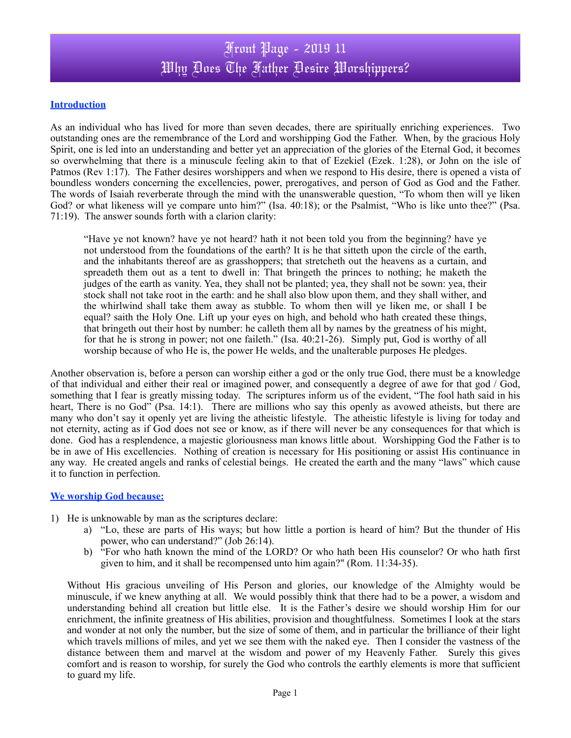# Front Page - 2019 11
# Why Does The Father Desire Worshippers?

## Introduction

As an individual who has lived for more than seven decades, there are spiritually enriching experiences. Two outstanding ones are the remembrance of the Lord and worshipping God the Father. When, by the gracious Holy Spirit, one is led into an understanding and better yet an appreciation of the glories of the Eternal God, it becomes so overwhelming that there is a minuscule feeling akin to that of Ezekiel (Ezek. 1:28), or John on the isle of Patmos (Rev 1:17). The Father desires worshippers and when we respond to His desire, there is opened a vista of boundless wonders concerning the excellencies, power, prerogatives, and person of God as God and the Father. The words of Isaiah reverberate through the mind with the unanswerable question, "To whom then will ye liken God? or what likeness will ye compare unto him?" (Isa. 40:18); or the Psalmist, "Who is like unto thee?" (Psa. 71:19). The answer sounds forth with a clarion clarity:

> "Have ye not known? have ye not heard? hath it not been told you from the beginning? have ye not understood from the foundations of the earth? It is he that sitteth upon the circle of the earth, and the inhabitants thereof are as grasshoppers; that stretcheth out the heavens as a curtain, and spreadeth them out as a tent to dwell in: That bringeth the princes to nothing; he maketh the judges of the earth as vanity. Yea, they shall not be planted; yea, they shall not be sown: yea, their stock shall not take root in the earth: and he shall also blow upon them, and they shall wither, and the whirlwind shall take them away as stubble. To whom then will ye liken me, or shall I be equal? saith the Holy One. Lift up your eyes on high, and behold who hath created these things, that bringeth out their host by number: he calleth them all by names by the greatness of his might, for that he is strong in power; not one faileth." (Isa. 40:21-26). Simply put, God is worthy of all worship because of who He is, the power He welds, and the unalterable purposes He pledges.

Another observation is, before a person can worship either a god or the only true God, there must be a knowledge of that individual and either their real or imagined power, and consequently a degree of awe for that god / God, something that I fear is greatly missing today. The scriptures inform us of the evident, "The fool hath said in his heart, There is no God" (Psa. 14:1). There are millions who say this openly as avowed atheists, but there are many who don't say it openly yet are living the atheistic lifestyle. The atheistic lifestyle is living for today and not eternity, acting as if God does not see or know, as if there will never be any consequences for that which is done. God has a resplendence, a majestic gloriousness man knows little about. Worshipping God the Father is to be in awe of His excellencies. Nothing of creation is necessary for His positioning or assist His continuance in any way. He created angels and ranks of celestial beings. He created the earth and the many "laws" which cause it to function in perfection.

## We worship God because:

1) He is unknowable by man as the scriptures declare:
    a) "Lo, these are parts of His ways; but how little a portion is heard of him? But the thunder of His power, who can understand?" (Job 26:14).
    b) "For who hath known the mind of the LORD? Or who hath been His counselor? Or who hath first given to him, and it shall be recompensed unto him again?" (Rom. 11:34-35).

    Without His gracious unveiling of His Person and glories, our knowledge of the Almighty would be minuscule, if we knew anything at all. We would possibly think that there had to be a power, a wisdom and understanding behind all creation but little else. It is the Father's desire we should worship Him for our enrichment, the infinite greatness of His abilities, provision and thoughtfulness. Sometimes I look at the stars and wonder at not only the number, but the size of some of them, and in particular the brilliance of their light which travels millions of miles, and yet we see them with the naked eye. Then I consider the vastness of the distance between them and marvel at the wisdom and power of my Heavenly Father. Surely this gives comfort and is reason to worship, for surely the God who controls the earthly elements is more that sufficient to guard my life.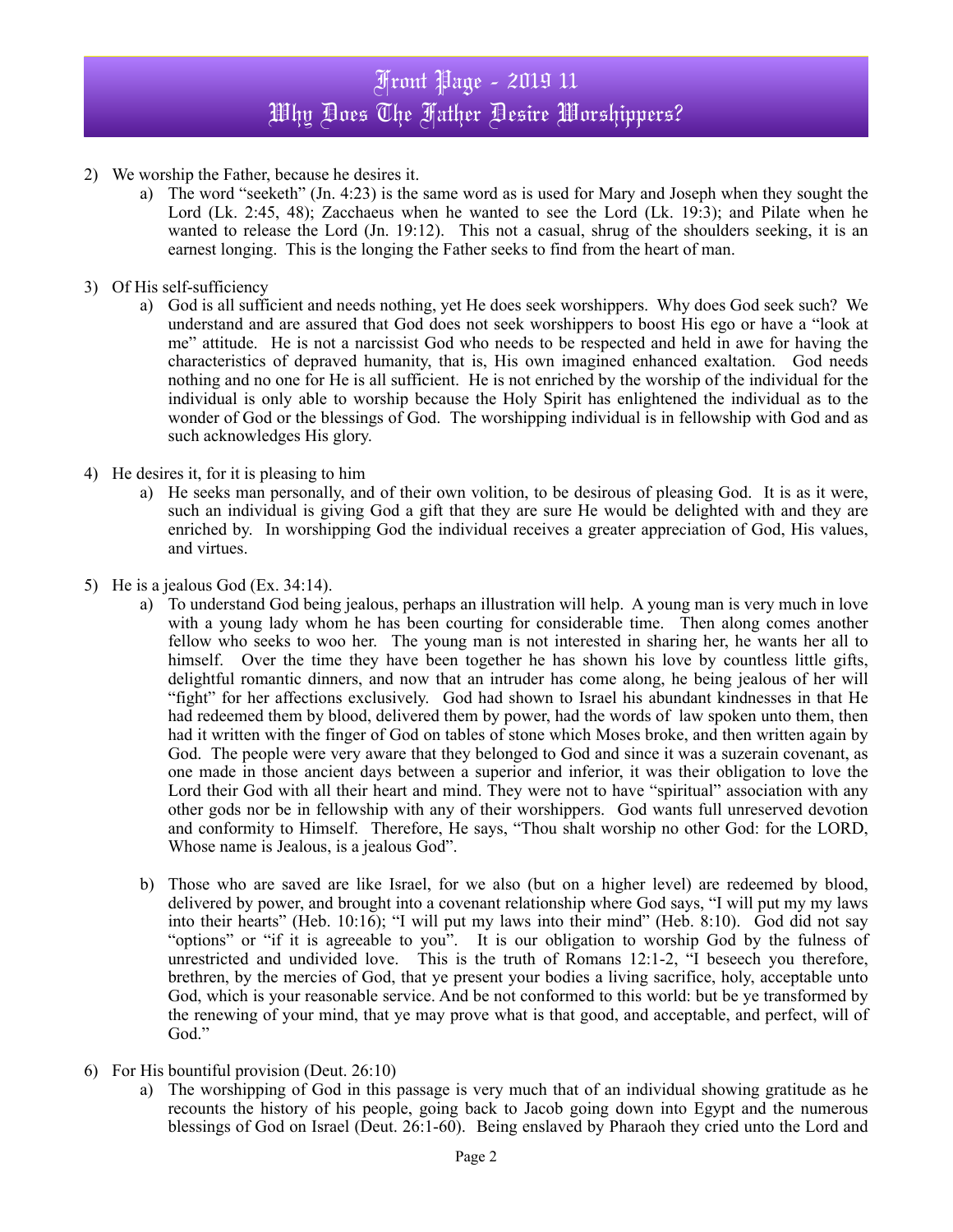# Front Page - 2019 11
# Why Does The Father Desire Worshippers?

2) We worship the Father, because he desires it.
   a) The word "seeketh" (Jn. 4:23) is the same word as is used for Mary and Joseph when they sought the Lord (Lk. 2:45, 48); Zacchaeus when he wanted to see the Lord (Lk. 19:3); and Pilate when he wanted to release the Lord (Jn. 19:12). This not a casual, shrug of the shoulders seeking, it is an earnest longing. This is the longing the Father seeks to find from the heart of man.

3) Of His self-sufficiency
   a) God is all sufficient and needs nothing, yet He does seek worshippers. Why does God seek such? We understand and are assured that God does not seek worshippers to boost His ego or have a "look at me" attitude. He is not a narcissist God who needs to be respected and held in awe for having the characteristics of depraved humanity, that is, His own imagined enhanced exaltation. God needs nothing and no one for He is all sufficient. He is not enriched by the worship of the individual for the individual is only able to worship because the Holy Spirit has enlightened the individual as to the wonder of God or the blessings of God. The worshipping individual is in fellowship with God and as such acknowledges His glory.

4) He desires it, for it is pleasing to him
   a) He seeks man personally, and of their own volition, to be desirous of pleasing God. It is as it were, such an individual is giving God a gift that they are sure He would be delighted with and they are enriched by. In worshipping God the individual receives a greater appreciation of God, His values, and virtues.

5) He is a jealous God (Ex. 34:14).
   a) To understand God being jealous, perhaps an illustration will help. A young man is very much in love with a young lady whom he has been courting for considerable time. Then along comes another fellow who seeks to woo her. The young man is not interested in sharing her, he wants her all to himself. Over the time they have been together he has shown his love by countless little gifts, delightful romantic dinners, and now that an intruder has come along, he being jealous of her will "fight" for her affections exclusively. God had shown to Israel his abundant kindnesses in that He had redeemed them by blood, delivered them by power, had the words of law spoken unto them, then had it written with the finger of God on tables of stone which Moses broke, and then written again by God. The people were very aware that they belonged to God and since it was a suzerain covenant, as one made in those ancient days between a superior and inferior, it was their obligation to love the Lord their God with all their heart and mind. They were not to have "spiritual" association with any other gods nor be in fellowship with any of their worshippers. God wants full unreserved devotion and conformity to Himself. Therefore, He says, "Thou shalt worship no other God: for the LORD, Whose name is Jealous, is a jealous God".

   b) Those who are saved are like Israel, for we also (but on a higher level) are redeemed by blood, delivered by power, and brought into a covenant relationship where God says, "I will put my my laws into their hearts" (Heb. 10:16); "I will put my laws into their mind" (Heb. 8:10). God did not say "options" or "if it is agreeable to you". It is our obligation to worship God by the fulness of unrestricted and undivided love. This is the truth of Romans 12:1-2, "I beseech you therefore, brethren, by the mercies of God, that ye present your bodies a living sacrifice, holy, acceptable unto God, which is your reasonable service. And be not conformed to this world: but be ye transformed by the renewing of your mind, that ye may prove what is that good, and acceptable, and perfect, will of God."

6) For His bountiful provision (Deut. 26:10)
   a) The worshipping of God in this passage is very much that of an individual showing gratitude as he recounts the history of his people, going back to Jacob going down into Egypt and the numerous blessings of God on Israel (Deut. 26:1-60). Being enslaved by Pharaoh they cried unto the Lord and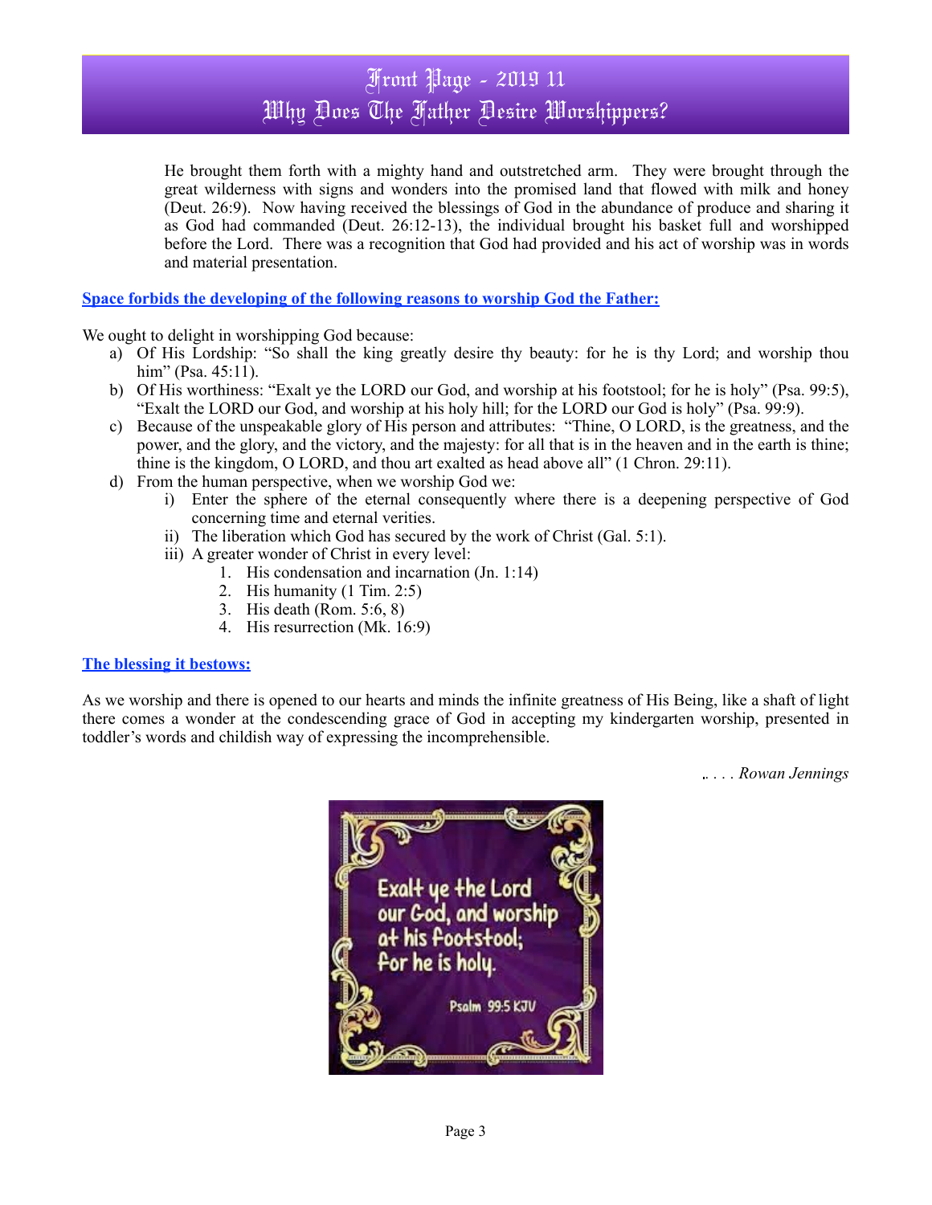# Front Page - 2019 11
# Why Does The Father Desire Worshippers?

> He brought them forth with a mighty hand and outstretched arm. They were brought through the great wilderness with signs and wonders into the promised land that flowed with milk and honey (Deut. 26:9). Now having received the blessings of God in the abundance of produce and sharing it as God had commanded (Deut. 26:12-13), the individual brought his basket full and worshipped before the Lord. There was a recognition that God had provided and his act of worship was in words and material presentation.

**Space forbids the developing of the following reasons to worship God the Father:**

We ought to delight in worshipping God because:

a) Of His Lordship: "So shall the king greatly desire thy beauty: for he is thy Lord; and worship thou him" (Psa. 45:11).
b) Of His worthiness: "Exalt ye the LORD our God, and worship at his footstool; for he is holy" (Psa. 99:5), "Exalt the LORD our God, and worship at his holy hill; for the LORD our God is holy" (Psa. 99:9).
c) Because of the unspeakable glory of His person and attributes: "Thine, O LORD, is the greatness, and the power, and the glory, and the victory, and the majesty: for all that is in the heaven and in the earth is thine; thine is the kingdom, O LORD, and thou art exalted as head above all" (1 Chron. 29:11).
d) From the human perspective, when we worship God we:
    i) Enter the sphere of the eternal consequently where there is a deepening perspective of God concerning time and eternal verities.
    ii) The liberation which God has secured by the work of Christ (Gal. 5:1).
    iii) A greater wonder of Christ in every level:
        1. His condensation and incarnation (Jn. 1:14)
        2. His humanity (1 Tim. 2:5)
        3. His death (Rom. 5:6, 8)
        4. His resurrection (Mk. 16:9)

**The blessing it bestows:**

As we worship and there is opened to our hearts and minds the infinite greatness of His Being, like a shaft of light there comes a wonder at the condescending grace of God in accepting my kindergarten worship, presented in toddler's words and childish way of expressing the incomprehensible.

.. . . . *Rowan Jennings*

Exalt ye the Lord our God, and worship at his footstool; for he is holy.

Psalm 99:5 KJV